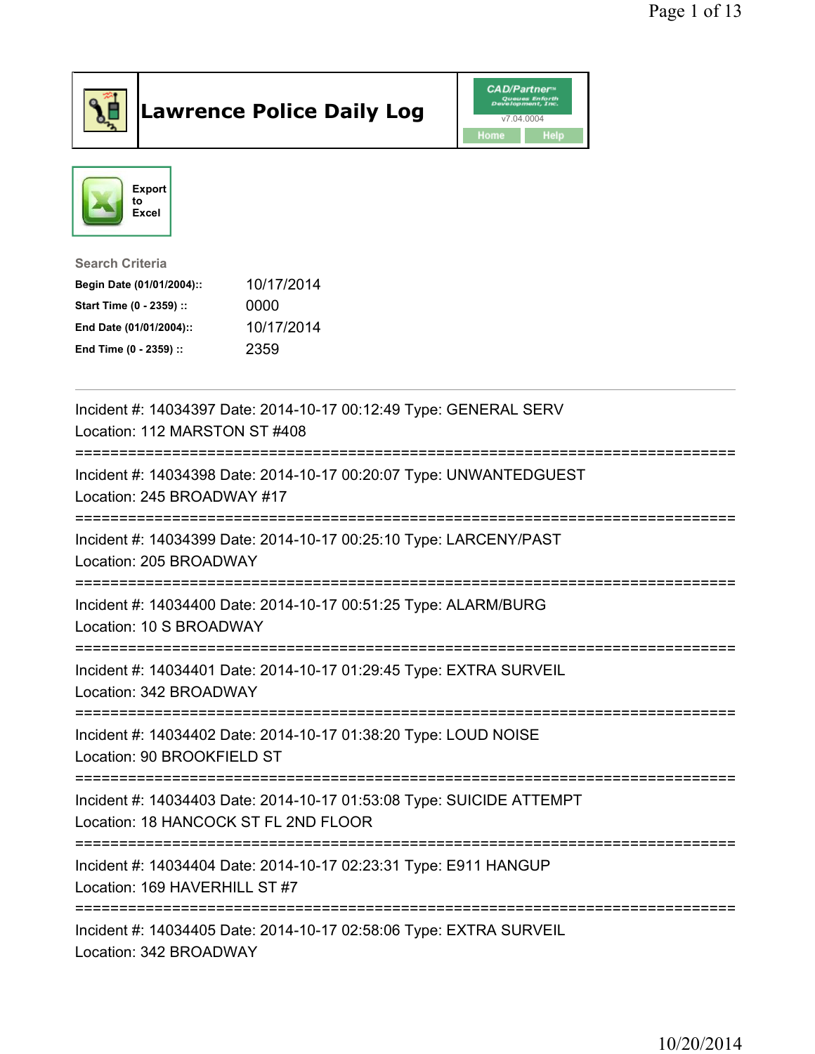# Lawrence Police Daily Log

CAD/Partner v7.04.0004

Home | Help

Export to Excel

**Search Criteria**

| | |
|---|---|
| **Begin Date (01/01/2004)::** | 10/17/2014 |
| **Start Time (0 - 2359) ::** | 0000 |
| **End Date (01/01/2004)::** | 10/17/2014 |
| **End Time (0 - 2359) ::** | 2359 |

---

Incident #: 14034397 Date: 2014-10-17 00:12:49 Type: GENERAL SERV
Location: 112 MARSTON ST #408

===========================================================================

Incident #: 14034398 Date: 2014-10-17 00:20:07 Type: UNWANTEDGUEST
Location: 245 BROADWAY #17

===========================================================================

Incident #: 14034399 Date: 2014-10-17 00:25:10 Type: LARCENY/PAST
Location: 205 BROADWAY

===========================================================================

Incident #: 14034400 Date: 2014-10-17 00:51:25 Type: ALARM/BURG
Location: 10 S BROADWAY

===========================================================================

Incident #: 14034401 Date: 2014-10-17 01:29:45 Type: EXTRA SURVEIL
Location: 342 BROADWAY

===========================================================================

Incident #: 14034402 Date: 2014-10-17 01:38:20 Type: LOUD NOISE
Location: 90 BROOKFIELD ST

===========================================================================

Incident #: 14034403 Date: 2014-10-17 01:53:08 Type: SUICIDE ATTEMPT
Location: 18 HANCOCK ST FL 2ND FLOOR

===========================================================================

Incident #: 14034404 Date: 2014-10-17 02:23:31 Type: E911 HANGUP
Location: 169 HAVERHILL ST #7

===========================================================================

Incident #: 14034405 Date: 2014-10-17 02:58:06 Type: EXTRA SURVEIL
Location: 342 BROADWAY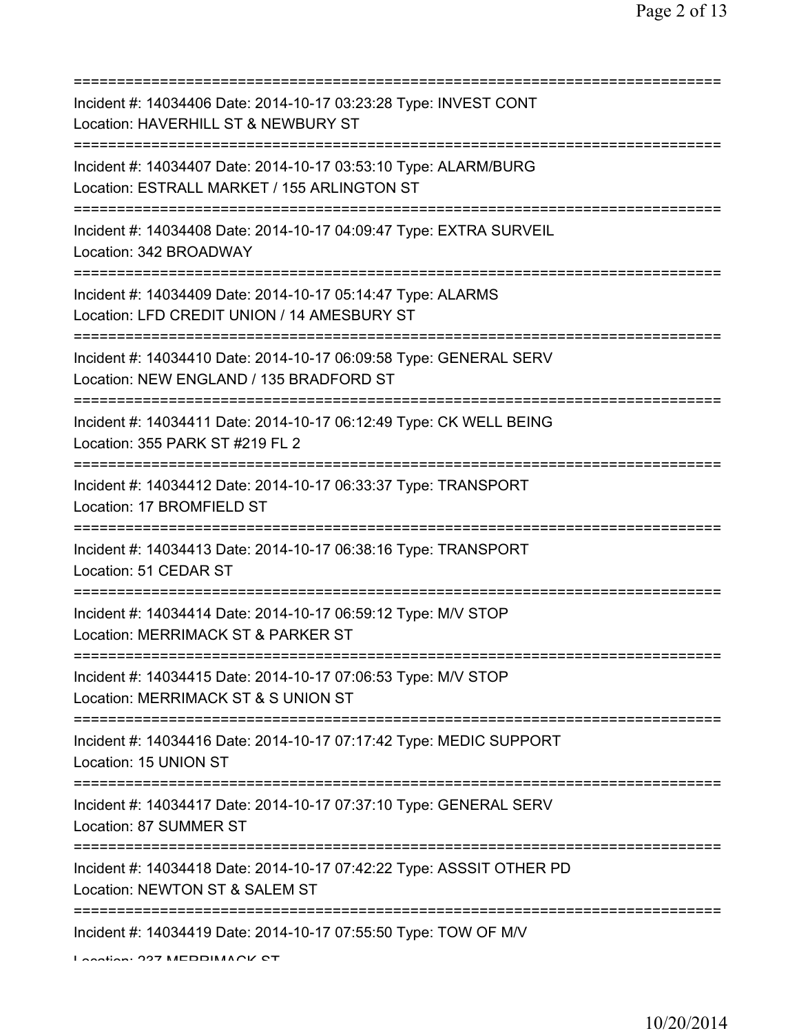===========================================================================
Incident #: 14034406 Date: 2014-10-17 03:23:28 Type: INVEST CONT
Location: HAVERHILL ST & NEWBURY ST
===========================================================================
Incident #: 14034407 Date: 2014-10-17 03:53:10 Type: ALARM/BURG
Location: ESTRALL MARKET / 155 ARLINGTON ST
===========================================================================
Incident #: 14034408 Date: 2014-10-17 04:09:47 Type: EXTRA SURVEIL
Location: 342 BROADWAY
===========================================================================
Incident #: 14034409 Date: 2014-10-17 05:14:47 Type: ALARMS
Location: LFD CREDIT UNION / 14 AMESBURY ST
===========================================================================
Incident #: 14034410 Date: 2014-10-17 06:09:58 Type: GENERAL SERV
Location: NEW ENGLAND / 135 BRADFORD ST
===========================================================================
Incident #: 14034411 Date: 2014-10-17 06:12:49 Type: CK WELL BEING
Location: 355 PARK ST #219 FL 2
===========================================================================
Incident #: 14034412 Date: 2014-10-17 06:33:37 Type: TRANSPORT
Location: 17 BROMFIELD ST
===========================================================================
Incident #: 14034413 Date: 2014-10-17 06:38:16 Type: TRANSPORT
Location: 51 CEDAR ST
===========================================================================
Incident #: 14034414 Date: 2014-10-17 06:59:12 Type: M/V STOP
Location: MERRIMACK ST & PARKER ST
===========================================================================
Incident #: 14034415 Date: 2014-10-17 07:06:53 Type: M/V STOP
Location: MERRIMACK ST & S UNION ST
===========================================================================
Incident #: 14034416 Date: 2014-10-17 07:17:42 Type: MEDIC SUPPORT
Location: 15 UNION ST
===========================================================================
Incident #: 14034417 Date: 2014-10-17 07:37:10 Type: GENERAL SERV
Location: 87 SUMMER ST
===========================================================================
Incident #: 14034418 Date: 2014-10-17 07:42:22 Type: ASSSIT OTHER PD
Location: NEWTON ST & SALEM ST
===========================================================================
Incident #: 14034419 Date: 2014-10-17 07:55:50 Type: TOW OF M/V
Location: 237 MERRIMACK ST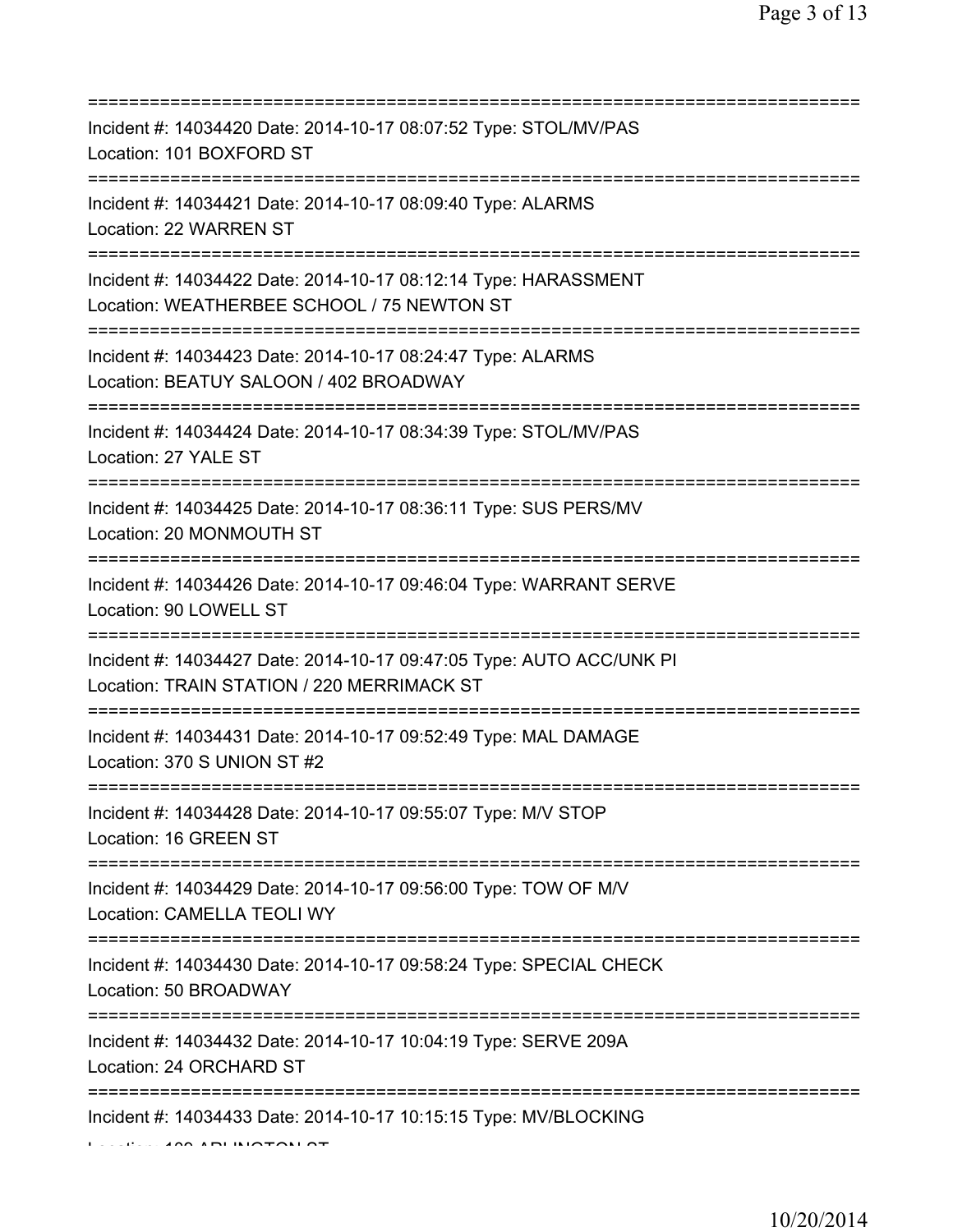===========================================================================

Incident #: 14034420 Date: 2014-10-17 08:07:52 Type: STOL/MV/PAS
Location: 101 BOXFORD ST

===========================================================================

Incident #: 14034421 Date: 2014-10-17 08:09:40 Type: ALARMS
Location: 22 WARREN ST

===========================================================================

Incident #: 14034422 Date: 2014-10-17 08:12:14 Type: HARASSMENT
Location: WEATHERBEE SCHOOL / 75 NEWTON ST

===========================================================================

Incident #: 14034423 Date: 2014-10-17 08:24:47 Type: ALARMS
Location: BEATUY SALOON / 402 BROADWAY

===========================================================================

Incident #: 14034424 Date: 2014-10-17 08:34:39 Type: STOL/MV/PAS
Location: 27 YALE ST

===========================================================================

Incident #: 14034425 Date: 2014-10-17 08:36:11 Type: SUS PERS/MV
Location: 20 MONMOUTH ST

===========================================================================

Incident #: 14034426 Date: 2014-10-17 09:46:04 Type: WARRANT SERVE
Location: 90 LOWELL ST

===========================================================================

Incident #: 14034427 Date: 2014-10-17 09:47:05 Type: AUTO ACC/UNK PI
Location: TRAIN STATION / 220 MERRIMACK ST

===========================================================================

Incident #: 14034431 Date: 2014-10-17 09:52:49 Type: MAL DAMAGE
Location: 370 S UNION ST #2

===========================================================================

Incident #: 14034428 Date: 2014-10-17 09:55:07 Type: M/V STOP
Location: 16 GREEN ST

===========================================================================

Incident #: 14034429 Date: 2014-10-17 09:56:00 Type: TOW OF M/V
Location: CAMELLA TEOLI WY

===========================================================================

Incident #: 14034430 Date: 2014-10-17 09:58:24 Type: SPECIAL CHECK
Location: 50 BROADWAY

===========================================================================

Incident #: 14034432 Date: 2014-10-17 10:04:19 Type: SERVE 209A
Location: 24 ORCHARD ST

===========================================================================

Incident #: 14034433 Date: 2014-10-17 10:15:15 Type: MV/BLOCKING
Location: 100 ARLINGTON ST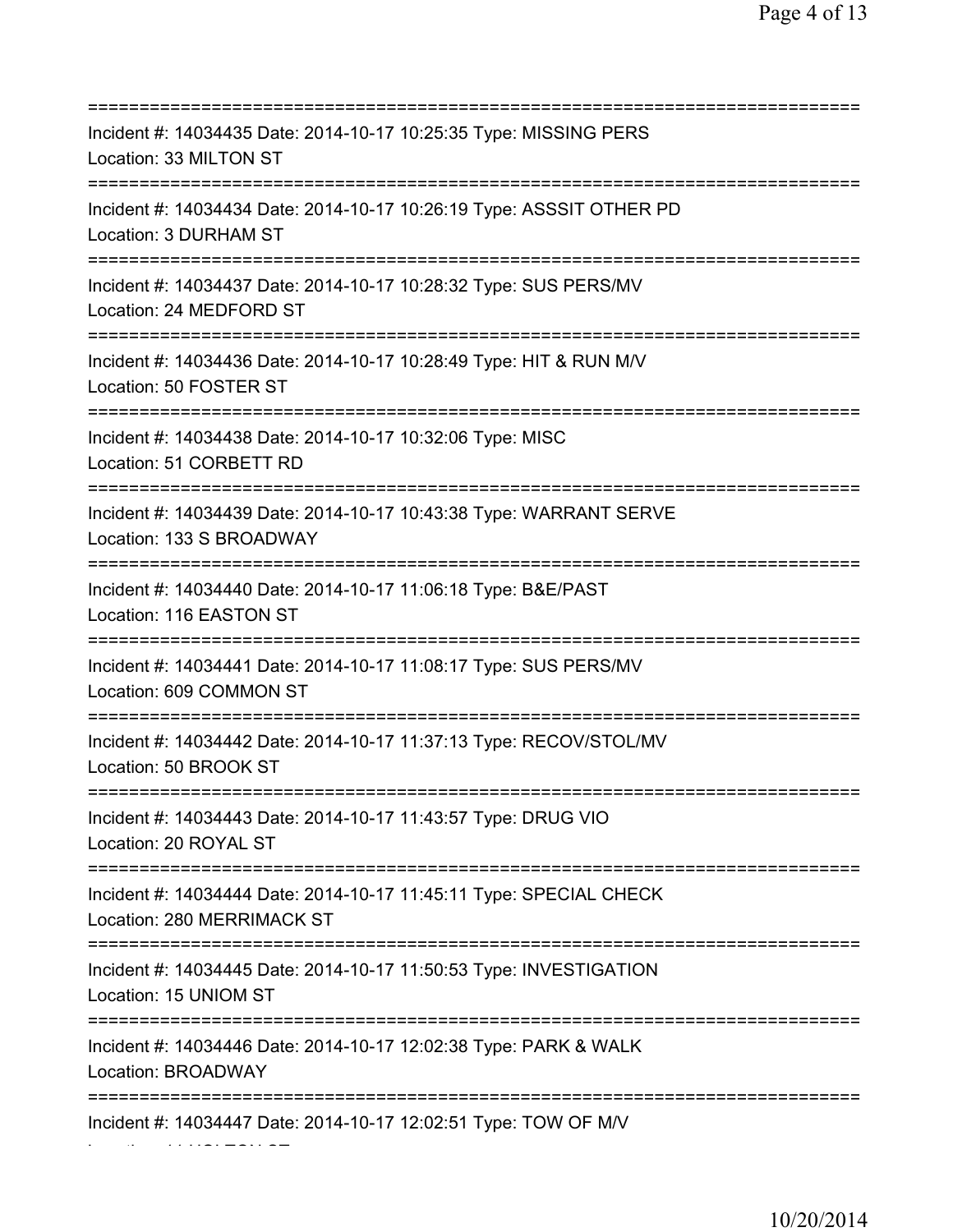===========================================================================

Incident #: 14034435 Date: 2014-10-17 10:25:35 Type: MISSING PERS

Location: 33 MILTON ST

===========================================================================

Incident #: 14034434 Date: 2014-10-17 10:26:19 Type: ASSSIT OTHER PD

Location: 3 DURHAM ST

===========================================================================

Incident #: 14034437 Date: 2014-10-17 10:28:32 Type: SUS PERS/MV

Location: 24 MEDFORD ST

===========================================================================

Incident #: 14034436 Date: 2014-10-17 10:28:49 Type: HIT & RUN M/V

Location: 50 FOSTER ST

===========================================================================

Incident #: 14034438 Date: 2014-10-17 10:32:06 Type: MISC

Location: 51 CORBETT RD

===========================================================================

Incident #: 14034439 Date: 2014-10-17 10:43:38 Type: WARRANT SERVE

Location: 133 S BROADWAY

===========================================================================

Incident #: 14034440 Date: 2014-10-17 11:06:18 Type: B&E/PAST

Location: 116 EASTON ST

===========================================================================

Incident #: 14034441 Date: 2014-10-17 11:08:17 Type: SUS PERS/MV

Location: 609 COMMON ST

===========================================================================

Incident #: 14034442 Date: 2014-10-17 11:37:13 Type: RECOV/STOL/MV

Location: 50 BROOK ST

===========================================================================

Incident #: 14034443 Date: 2014-10-17 11:43:57 Type: DRUG VIO

Location: 20 ROYAL ST

===========================================================================

Incident #: 14034444 Date: 2014-10-17 11:45:11 Type: SPECIAL CHECK

Location: 280 MERRIMACK ST

===========================================================================

Incident #: 14034445 Date: 2014-10-17 11:50:53 Type: INVESTIGATION

Location: 15 UNIOM ST

===========================================================================

Incident #: 14034446 Date: 2014-10-17 12:02:38 Type: PARK & WALK

Location: BROADWAY

===========================================================================

Incident #: 14034447 Date: 2014-10-17 12:02:51 Type: TOW OF M/V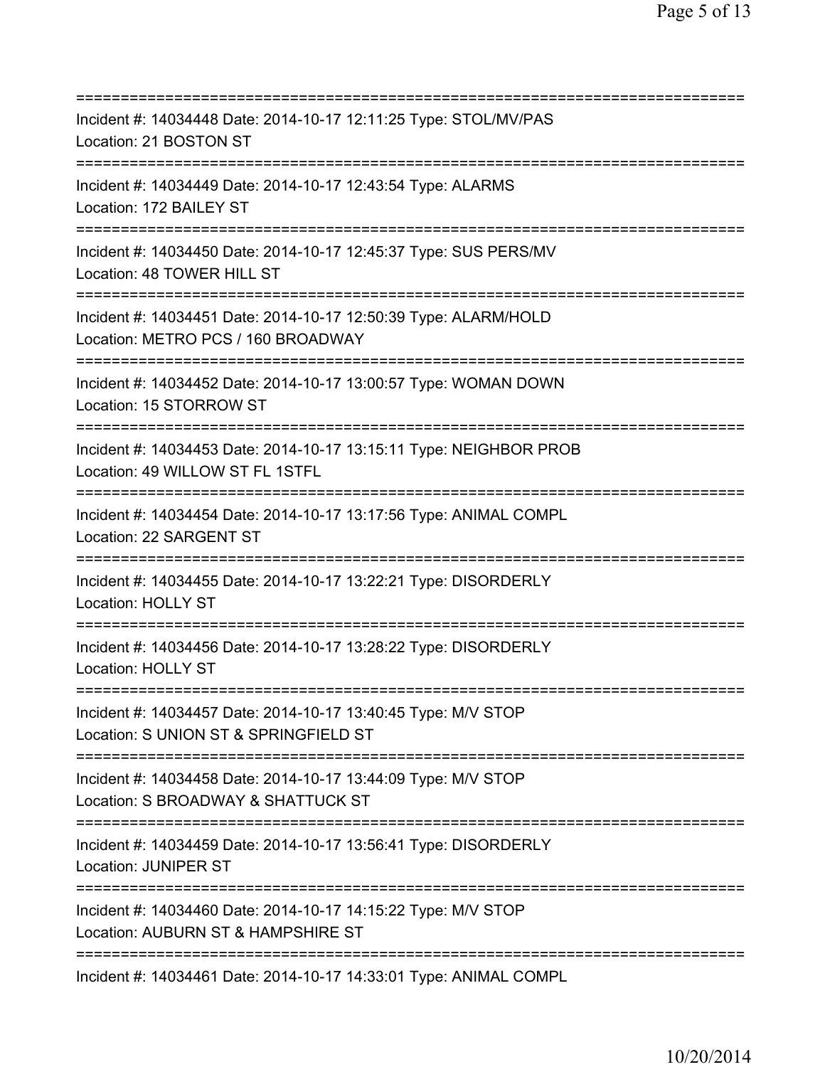===========================================================================
Incident #: 14034448 Date: 2014-10-17 12:11:25 Type: STOL/MV/PAS
Location: 21 BOSTON ST
===========================================================================
Incident #: 14034449 Date: 2014-10-17 12:43:54 Type: ALARMS
Location: 172 BAILEY ST
===========================================================================
Incident #: 14034450 Date: 2014-10-17 12:45:37 Type: SUS PERS/MV
Location: 48 TOWER HILL ST
===========================================================================
Incident #: 14034451 Date: 2014-10-17 12:50:39 Type: ALARM/HOLD
Location: METRO PCS / 160 BROADWAY
===========================================================================
Incident #: 14034452 Date: 2014-10-17 13:00:57 Type: WOMAN DOWN
Location: 15 STORROW ST
===========================================================================
Incident #: 14034453 Date: 2014-10-17 13:15:11 Type: NEIGHBOR PROB
Location: 49 WILLOW ST FL 1STFL
===========================================================================
Incident #: 14034454 Date: 2014-10-17 13:17:56 Type: ANIMAL COMPL
Location: 22 SARGENT ST
===========================================================================
Incident #: 14034455 Date: 2014-10-17 13:22:21 Type: DISORDERLY
Location: HOLLY ST
===========================================================================
Incident #: 14034456 Date: 2014-10-17 13:28:22 Type: DISORDERLY
Location: HOLLY ST
===========================================================================
Incident #: 14034457 Date: 2014-10-17 13:40:45 Type: M/V STOP
Location: S UNION ST & SPRINGFIELD ST
===========================================================================
Incident #: 14034458 Date: 2014-10-17 13:44:09 Type: M/V STOP
Location: S BROADWAY & SHATTUCK ST
===========================================================================
Incident #: 14034459 Date: 2014-10-17 13:56:41 Type: DISORDERLY
Location: JUNIPER ST
===========================================================================
Incident #: 14034460 Date: 2014-10-17 14:15:22 Type: M/V STOP
Location: AUBURN ST & HAMPSHIRE ST
===========================================================================
Incident #: 14034461 Date: 2014-10-17 14:33:01 Type: ANIMAL COMPL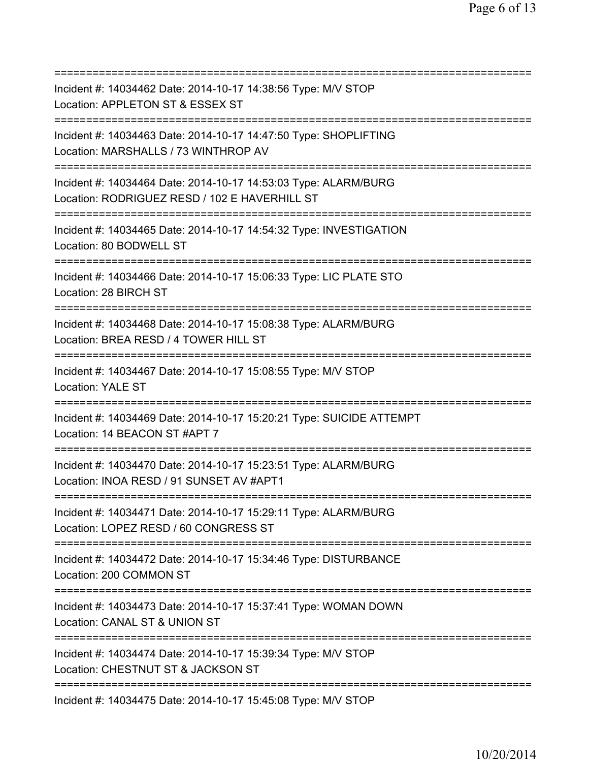===========================================================================

Incident #: 14034462 Date: 2014-10-17 14:38:56 Type: M/V STOP
Location: APPLETON ST & ESSEX ST

===========================================================================

Incident #: 14034463 Date: 2014-10-17 14:47:50 Type: SHOPLIFTING
Location: MARSHALLS / 73 WINTHROP AV

===========================================================================

Incident #: 14034464 Date: 2014-10-17 14:53:03 Type: ALARM/BURG
Location: RODRIGUEZ RESD / 102 E HAVERHILL ST

===========================================================================

Incident #: 14034465 Date: 2014-10-17 14:54:32 Type: INVESTIGATION
Location: 80 BODWELL ST

===========================================================================

Incident #: 14034466 Date: 2014-10-17 15:06:33 Type: LIC PLATE STO
Location: 28 BIRCH ST

===========================================================================

Incident #: 14034468 Date: 2014-10-17 15:08:38 Type: ALARM/BURG
Location: BREA RESD / 4 TOWER HILL ST

===========================================================================

Incident #: 14034467 Date: 2014-10-17 15:08:55 Type: M/V STOP
Location: YALE ST

===========================================================================

Incident #: 14034469 Date: 2014-10-17 15:20:21 Type: SUICIDE ATTEMPT
Location: 14 BEACON ST #APT 7

===========================================================================

Incident #: 14034470 Date: 2014-10-17 15:23:51 Type: ALARM/BURG
Location: INOA RESD / 91 SUNSET AV #APT1

===========================================================================

Incident #: 14034471 Date: 2014-10-17 15:29:11 Type: ALARM/BURG
Location: LOPEZ RESD / 60 CONGRESS ST

===========================================================================

Incident #: 14034472 Date: 2014-10-17 15:34:46 Type: DISTURBANCE
Location: 200 COMMON ST

===========================================================================

Incident #: 14034473 Date: 2014-10-17 15:37:41 Type: WOMAN DOWN
Location: CANAL ST & UNION ST

===========================================================================

Incident #: 14034474 Date: 2014-10-17 15:39:34 Type: M/V STOP
Location: CHESTNUT ST & JACKSON ST

===========================================================================

Incident #: 14034475 Date: 2014-10-17 15:45:08 Type: M/V STOP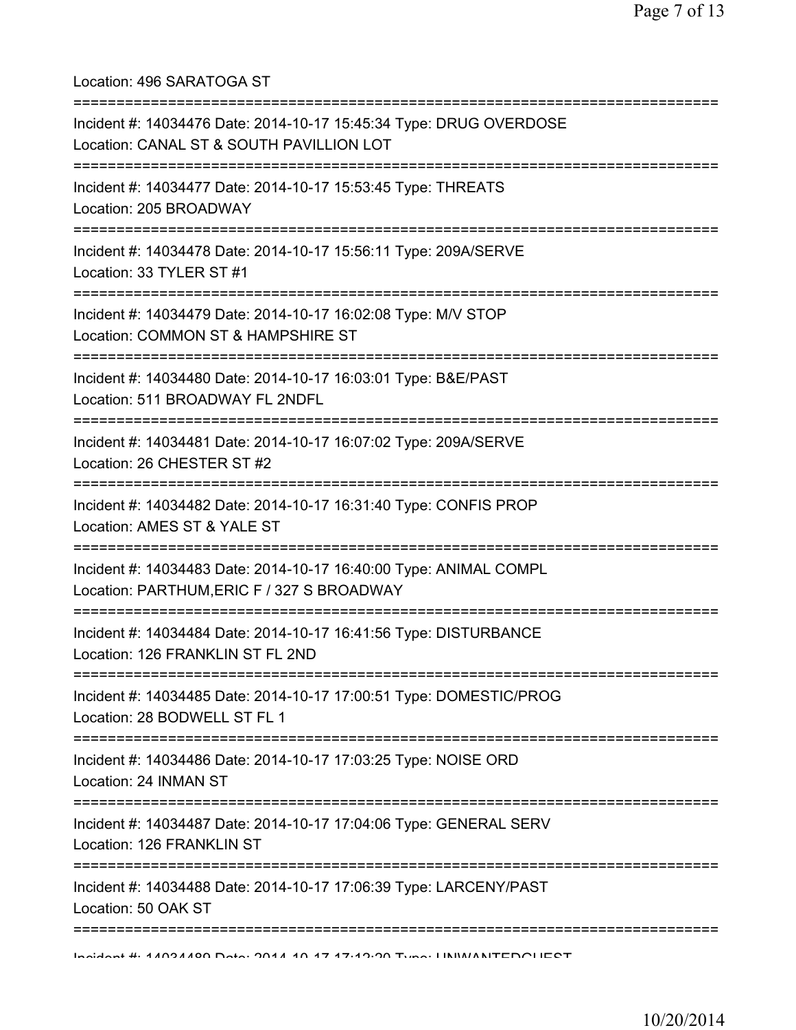Location: 496 SARATOGA ST

===========================================================================

Incident #: 14034476 Date: 2014-10-17 15:45:34 Type: DRUG OVERDOSE
Location: CANAL ST & SOUTH PAVILLION LOT

===========================================================================

Incident #: 14034477 Date: 2014-10-17 15:53:45 Type: THREATS
Location: 205 BROADWAY

===========================================================================

Incident #: 14034478 Date: 2014-10-17 15:56:11 Type: 209A/SERVE
Location: 33 TYLER ST #1

===========================================================================

Incident #: 14034479 Date: 2014-10-17 16:02:08 Type: M/V STOP
Location: COMMON ST & HAMPSHIRE ST

===========================================================================

Incident #: 14034480 Date: 2014-10-17 16:03:01 Type: B&E/PAST
Location: 511 BROADWAY FL 2NDFL

===========================================================================

Incident #: 14034481 Date: 2014-10-17 16:07:02 Type: 209A/SERVE
Location: 26 CHESTER ST #2

===========================================================================

Incident #: 14034482 Date: 2014-10-17 16:31:40 Type: CONFIS PROP
Location: AMES ST & YALE ST

===========================================================================

Incident #: 14034483 Date: 2014-10-17 16:40:00 Type: ANIMAL COMPL
Location: PARTHUM,ERIC F / 327 S BROADWAY

===========================================================================

Incident #: 14034484 Date: 2014-10-17 16:41:56 Type: DISTURBANCE
Location: 126 FRANKLIN ST FL 2ND

===========================================================================

Incident #: 14034485 Date: 2014-10-17 17:00:51 Type: DOMESTIC/PROG
Location: 28 BODWELL ST FL 1

===========================================================================

Incident #: 14034486 Date: 2014-10-17 17:03:25 Type: NOISE ORD
Location: 24 INMAN ST

===========================================================================

Incident #: 14034487 Date: 2014-10-17 17:04:06 Type: GENERAL SERV
Location: 126 FRANKLIN ST

===========================================================================

Incident #: 14034488 Date: 2014-10-17 17:06:39 Type: LARCENY/PAST
Location: 50 OAK ST

===========================================================================

Incident #: 14034489 Date: 2014-10-17 17:12:20 Type: UNWANTEDGUEST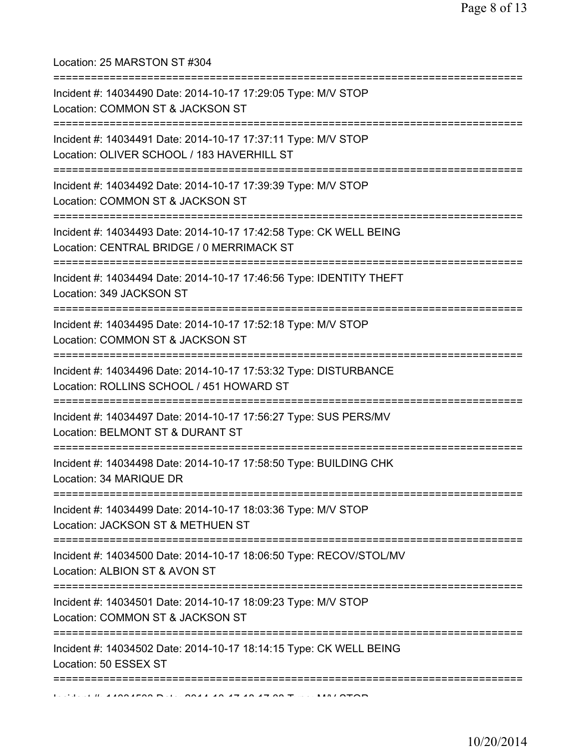Location: 25 MARSTON ST #304

===========================================================================

Incident #: 14034490 Date: 2014-10-17 17:29:05 Type: M/V STOP
Location: COMMON ST & JACKSON ST

===========================================================================

Incident #: 14034491 Date: 2014-10-17 17:37:11 Type: M/V STOP
Location: OLIVER SCHOOL / 183 HAVERHILL ST

===========================================================================

Incident #: 14034492 Date: 2014-10-17 17:39:39 Type: M/V STOP
Location: COMMON ST & JACKSON ST

===========================================================================

Incident #: 14034493 Date: 2014-10-17 17:42:58 Type: CK WELL BEING
Location: CENTRAL BRIDGE / 0 MERRIMACK ST

===========================================================================

Incident #: 14034494 Date: 2014-10-17 17:46:56 Type: IDENTITY THEFT
Location: 349 JACKSON ST

===========================================================================

Incident #: 14034495 Date: 2014-10-17 17:52:18 Type: M/V STOP
Location: COMMON ST & JACKSON ST

===========================================================================

Incident #: 14034496 Date: 2014-10-17 17:53:32 Type: DISTURBANCE
Location: ROLLINS SCHOOL / 451 HOWARD ST

===========================================================================

Incident #: 14034497 Date: 2014-10-17 17:56:27 Type: SUS PERS/MV
Location: BELMONT ST & DURANT ST

===========================================================================

Incident #: 14034498 Date: 2014-10-17 17:58:50 Type: BUILDING CHK
Location: 34 MARIQUE DR

===========================================================================

Incident #: 14034499 Date: 2014-10-17 18:03:36 Type: M/V STOP
Location: JACKSON ST & METHUEN ST

===========================================================================

Incident #: 14034500 Date: 2014-10-17 18:06:50 Type: RECOV/STOL/MV
Location: ALBION ST & AVON ST

===========================================================================

Incident #: 14034501 Date: 2014-10-17 18:09:23 Type: M/V STOP
Location: COMMON ST & JACKSON ST

===========================================================================

Incident #: 14034502 Date: 2014-10-17 18:14:15 Type: CK WELL BEING
Location: 50 ESSEX ST

===========================================================================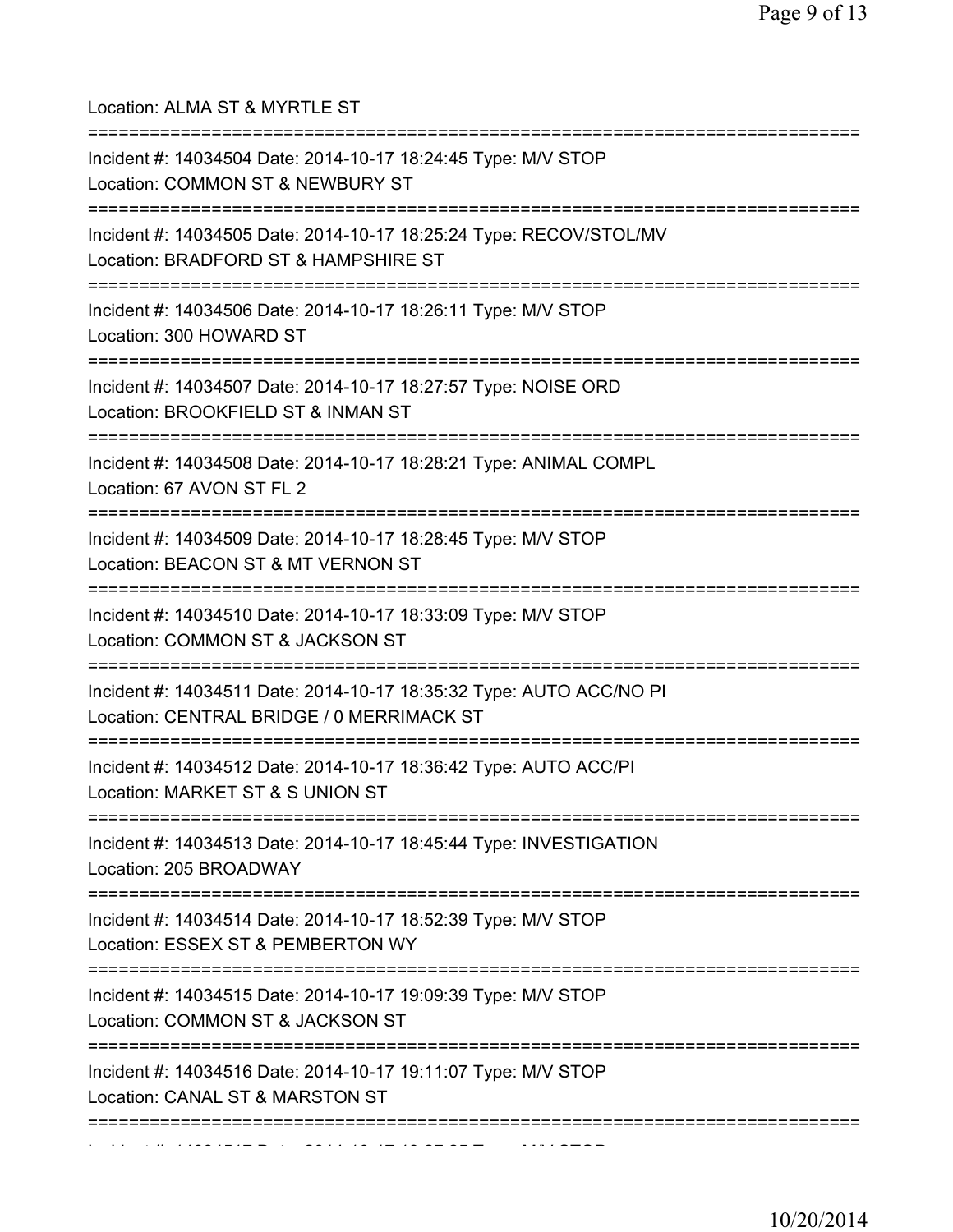Location: ALMA ST & MYRTLE ST

===========================================================================

Incident #: 14034504 Date: 2014-10-17 18:24:45 Type: M/V STOP

Location: COMMON ST & NEWBURY ST

===========================================================================

Incident #: 14034505 Date: 2014-10-17 18:25:24 Type: RECOV/STOL/MV

Location: BRADFORD ST & HAMPSHIRE ST

===========================================================================

Incident #: 14034506 Date: 2014-10-17 18:26:11 Type: M/V STOP

Location: 300 HOWARD ST

===========================================================================

Incident #: 14034507 Date: 2014-10-17 18:27:57 Type: NOISE ORD

Location: BROOKFIELD ST & INMAN ST

===========================================================================

Incident #: 14034508 Date: 2014-10-17 18:28:21 Type: ANIMAL COMPL

Location: 67 AVON ST FL 2

===========================================================================

Incident #: 14034509 Date: 2014-10-17 18:28:45 Type: M/V STOP

Location: BEACON ST & MT VERNON ST

===========================================================================

Incident #: 14034510 Date: 2014-10-17 18:33:09 Type: M/V STOP

Location: COMMON ST & JACKSON ST

===========================================================================

Incident #: 14034511 Date: 2014-10-17 18:35:32 Type: AUTO ACC/NO PI

Location: CENTRAL BRIDGE / 0 MERRIMACK ST

===========================================================================

Incident #: 14034512 Date: 2014-10-17 18:36:42 Type: AUTO ACC/PI

Location: MARKET ST & S UNION ST

===========================================================================

Incident #: 14034513 Date: 2014-10-17 18:45:44 Type: INVESTIGATION

Location: 205 BROADWAY

===========================================================================

Incident #: 14034514 Date: 2014-10-17 18:52:39 Type: M/V STOP

Location: ESSEX ST & PEMBERTON WY

===========================================================================

Incident #: 14034515 Date: 2014-10-17 19:09:39 Type: M/V STOP

Location: COMMON ST & JACKSON ST

===========================================================================

Incident #: 14034516 Date: 2014-10-17 19:11:07 Type: M/V STOP

Location: CANAL ST & MARSTON ST

===========================================================================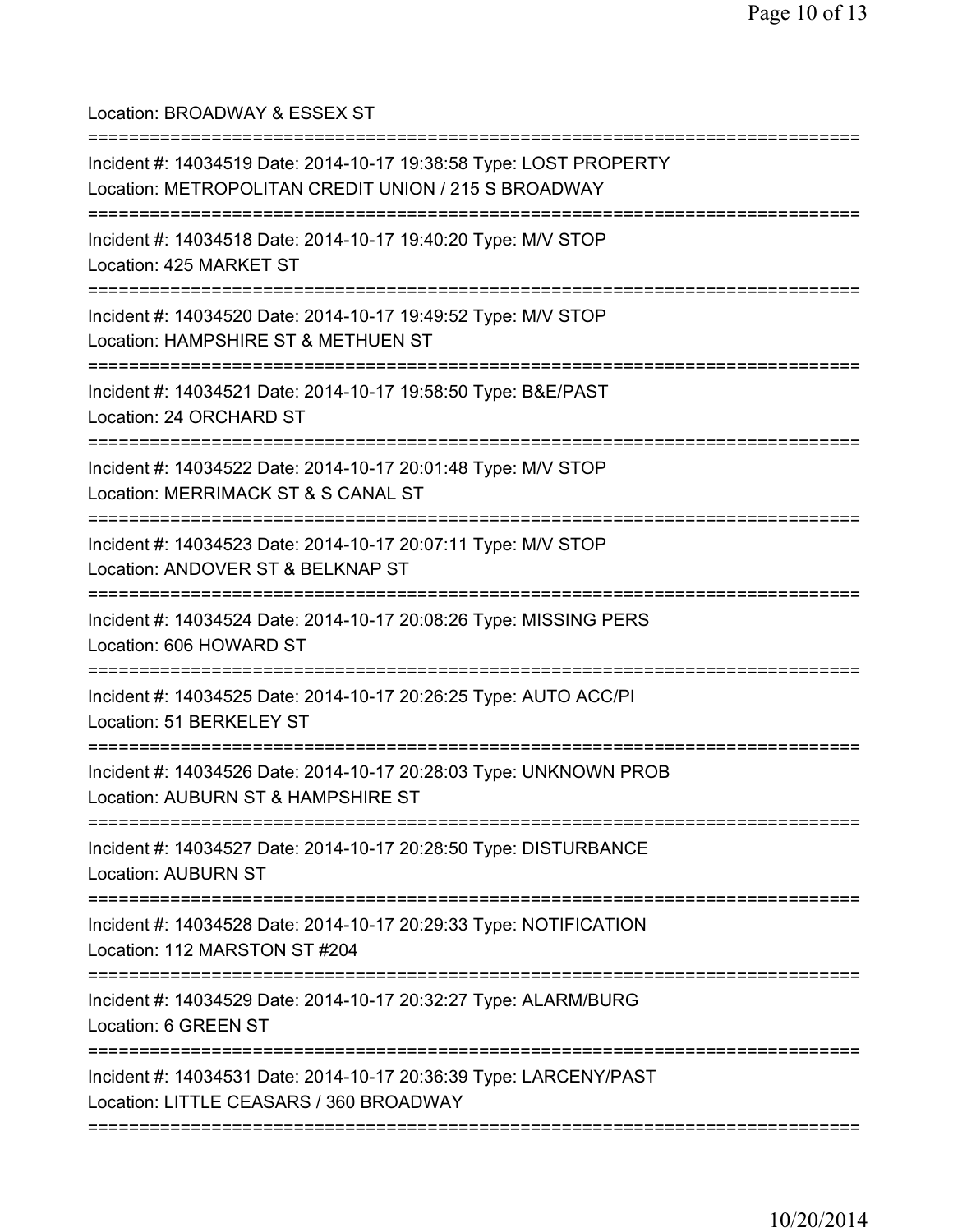Location: BROADWAY & ESSEX ST

===========================================================================

Incident #: 14034519 Date: 2014-10-17 19:38:58 Type: LOST PROPERTY

Location: METROPOLITAN CREDIT UNION / 215 S BROADWAY

===========================================================================

Incident #: 14034518 Date: 2014-10-17 19:40:20 Type: M/V STOP

Location: 425 MARKET ST

===========================================================================

Incident #: 14034520 Date: 2014-10-17 19:49:52 Type: M/V STOP

Location: HAMPSHIRE ST & METHUEN ST

===========================================================================

Incident #: 14034521 Date: 2014-10-17 19:58:50 Type: B&E/PAST

Location: 24 ORCHARD ST

===========================================================================

Incident #: 14034522 Date: 2014-10-17 20:01:48 Type: M/V STOP

Location: MERRIMACK ST & S CANAL ST

===========================================================================

Incident #: 14034523 Date: 2014-10-17 20:07:11 Type: M/V STOP

Location: ANDOVER ST & BELKNAP ST

===========================================================================

Incident #: 14034524 Date: 2014-10-17 20:08:26 Type: MISSING PERS

Location: 606 HOWARD ST

===========================================================================

Incident #: 14034525 Date: 2014-10-17 20:26:25 Type: AUTO ACC/PI

Location: 51 BERKELEY ST

===========================================================================

Incident #: 14034526 Date: 2014-10-17 20:28:03 Type: UNKNOWN PROB

Location: AUBURN ST & HAMPSHIRE ST

===========================================================================

Incident #: 14034527 Date: 2014-10-17 20:28:50 Type: DISTURBANCE

Location: AUBURN ST

===========================================================================

Incident #: 14034528 Date: 2014-10-17 20:29:33 Type: NOTIFICATION

Location: 112 MARSTON ST #204

===========================================================================

Incident #: 14034529 Date: 2014-10-17 20:32:27 Type: ALARM/BURG

Location: 6 GREEN ST

===========================================================================

Incident #: 14034531 Date: 2014-10-17 20:36:39 Type: LARCENY/PAST

Location: LITTLE CEASARS / 360 BROADWAY

===========================================================================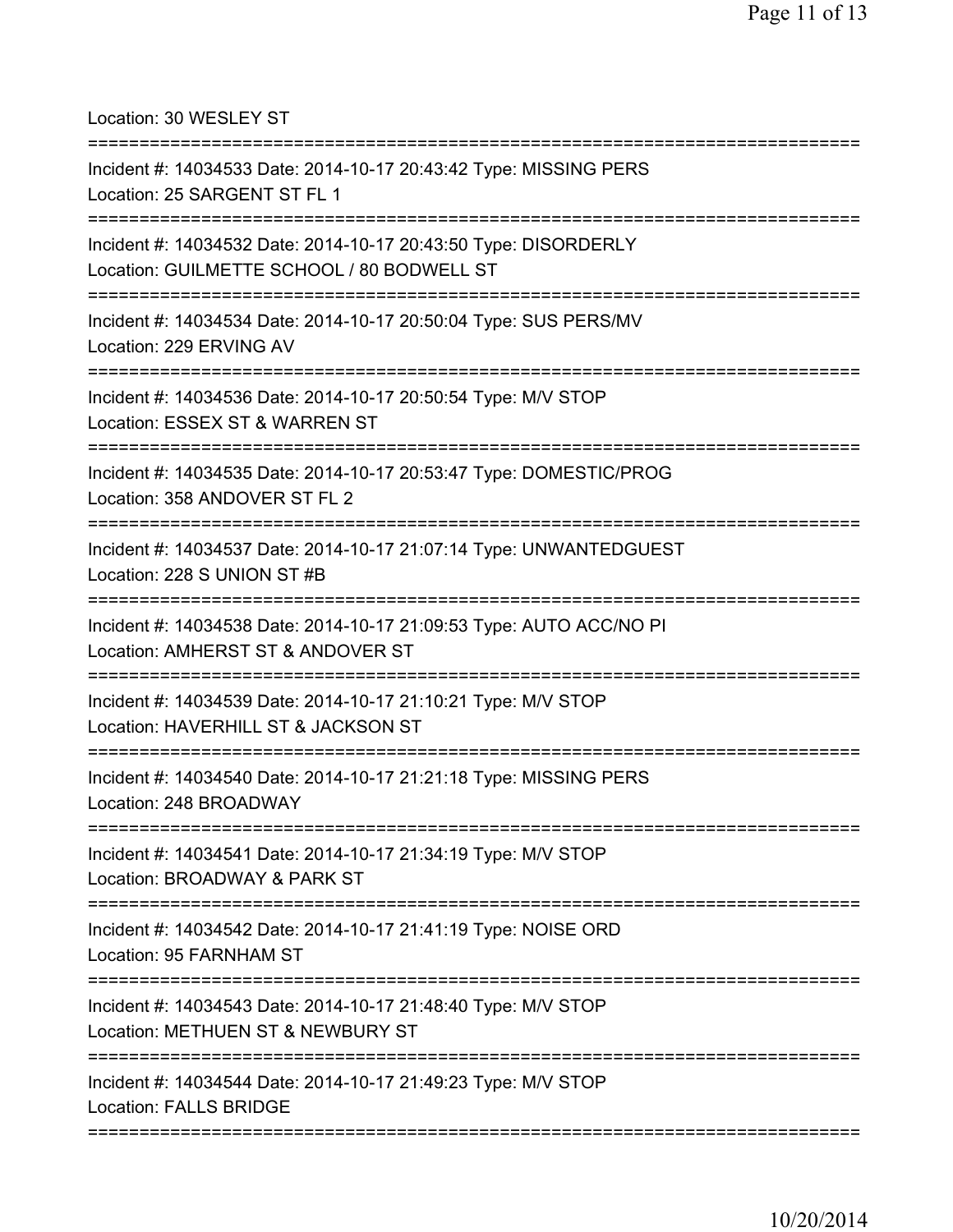Location: 30 WESLEY ST

===========================================================================

Incident #: 14034533 Date: 2014-10-17 20:43:42 Type: MISSING PERS
Location: 25 SARGENT ST FL 1

===========================================================================

Incident #: 14034532 Date: 2014-10-17 20:43:50 Type: DISORDERLY
Location: GUILMETTE SCHOOL / 80 BODWELL ST

===========================================================================

Incident #: 14034534 Date: 2014-10-17 20:50:04 Type: SUS PERS/MV
Location: 229 ERVING AV

===========================================================================

Incident #: 14034536 Date: 2014-10-17 20:50:54 Type: M/V STOP
Location: ESSEX ST & WARREN ST

===========================================================================

Incident #: 14034535 Date: 2014-10-17 20:53:47 Type: DOMESTIC/PROG
Location: 358 ANDOVER ST FL 2

===========================================================================

Incident #: 14034537 Date: 2014-10-17 21:07:14 Type: UNWANTEDGUEST
Location: 228 S UNION ST #B

===========================================================================

Incident #: 14034538 Date: 2014-10-17 21:09:53 Type: AUTO ACC/NO PI
Location: AMHERST ST & ANDOVER ST

===========================================================================

Incident #: 14034539 Date: 2014-10-17 21:10:21 Type: M/V STOP
Location: HAVERHILL ST & JACKSON ST

===========================================================================

Incident #: 14034540 Date: 2014-10-17 21:21:18 Type: MISSING PERS
Location: 248 BROADWAY

===========================================================================

Incident #: 14034541 Date: 2014-10-17 21:34:19 Type: M/V STOP
Location: BROADWAY & PARK ST

===========================================================================

Incident #: 14034542 Date: 2014-10-17 21:41:19 Type: NOISE ORD
Location: 95 FARNHAM ST

===========================================================================

Incident #: 14034543 Date: 2014-10-17 21:48:40 Type: M/V STOP
Location: METHUEN ST & NEWBURY ST

===========================================================================

Incident #: 14034544 Date: 2014-10-17 21:49:23 Type: M/V STOP
Location: FALLS BRIDGE

===========================================================================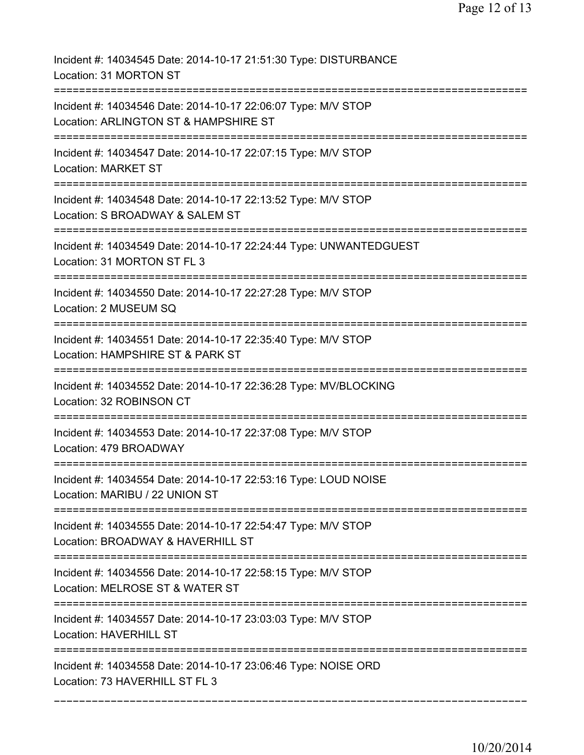Incident #: 14034545 Date: 2014-10-17 21:51:30 Type: DISTURBANCE
Location: 31 MORTON ST
===========================================================================
Incident #: 14034546 Date: 2014-10-17 22:06:07 Type: M/V STOP
Location: ARLINGTON ST & HAMPSHIRE ST
===========================================================================
Incident #: 14034547 Date: 2014-10-17 22:07:15 Type: M/V STOP
Location: MARKET ST
===========================================================================
Incident #: 14034548 Date: 2014-10-17 22:13:52 Type: M/V STOP
Location: S BROADWAY & SALEM ST
===========================================================================
Incident #: 14034549 Date: 2014-10-17 22:24:44 Type: UNWANTEDGUEST
Location: 31 MORTON ST FL 3
===========================================================================
Incident #: 14034550 Date: 2014-10-17 22:27:28 Type: M/V STOP
Location: 2 MUSEUM SQ
===========================================================================
Incident #: 14034551 Date: 2014-10-17 22:35:40 Type: M/V STOP
Location: HAMPSHIRE ST & PARK ST
===========================================================================
Incident #: 14034552 Date: 2014-10-17 22:36:28 Type: MV/BLOCKING
Location: 32 ROBINSON CT
===========================================================================
Incident #: 14034553 Date: 2014-10-17 22:37:08 Type: M/V STOP
Location: 479 BROADWAY
===========================================================================
Incident #: 14034554 Date: 2014-10-17 22:53:16 Type: LOUD NOISE
Location: MARIBU / 22 UNION ST
===========================================================================
Incident #: 14034555 Date: 2014-10-17 22:54:47 Type: M/V STOP
Location: BROADWAY & HAVERHILL ST
===========================================================================
Incident #: 14034556 Date: 2014-10-17 22:58:15 Type: M/V STOP
Location: MELROSE ST & WATER ST
===========================================================================
Incident #: 14034557 Date: 2014-10-17 23:03:03 Type: M/V STOP
Location: HAVERHILL ST
===========================================================================
Incident #: 14034558 Date: 2014-10-17 23:06:46 Type: NOISE ORD
Location: 73 HAVERHILL ST FL 3
---------------------------------------------------------------------------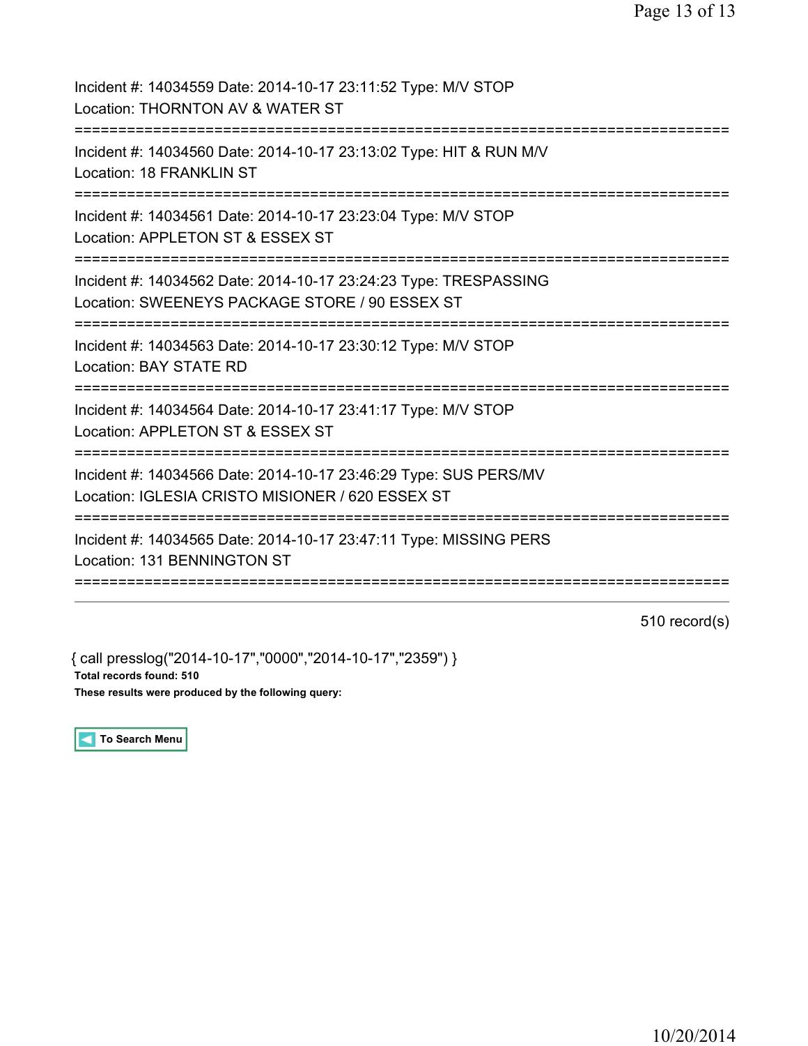Incident #: 14034559 Date: 2014-10-17 23:11:52 Type: M/V STOP
Location: THORNTON AV & WATER ST

===========================================================================

Incident #: 14034560 Date: 2014-10-17 23:13:02 Type: HIT & RUN M/V
Location: 18 FRANKLIN ST

===========================================================================

Incident #: 14034561 Date: 2014-10-17 23:23:04 Type: M/V STOP
Location: APPLETON ST & ESSEX ST

===========================================================================

Incident #: 14034562 Date: 2014-10-17 23:24:23 Type: TRESPASSING
Location: SWEENEYS PACKAGE STORE / 90 ESSEX ST

===========================================================================

Incident #: 14034563 Date: 2014-10-17 23:30:12 Type: M/V STOP
Location: BAY STATE RD

===========================================================================

Incident #: 14034564 Date: 2014-10-17 23:41:17 Type: M/V STOP
Location: APPLETON ST & ESSEX ST

===========================================================================

Incident #: 14034566 Date: 2014-10-17 23:46:29 Type: SUS PERS/MV
Location: IGLESIA CRISTO MISIONER / 620 ESSEX ST

===========================================================================

Incident #: 14034565 Date: 2014-10-17 23:47:11 Type: MISSING PERS
Location: 131 BENNINGTON ST

===========================================================================

510 record(s)

{ call presslog("2014-10-17","0000","2014-10-17","2359") }

**Total records found: 510**

**These results were produced by the following query:**

To Search Menu